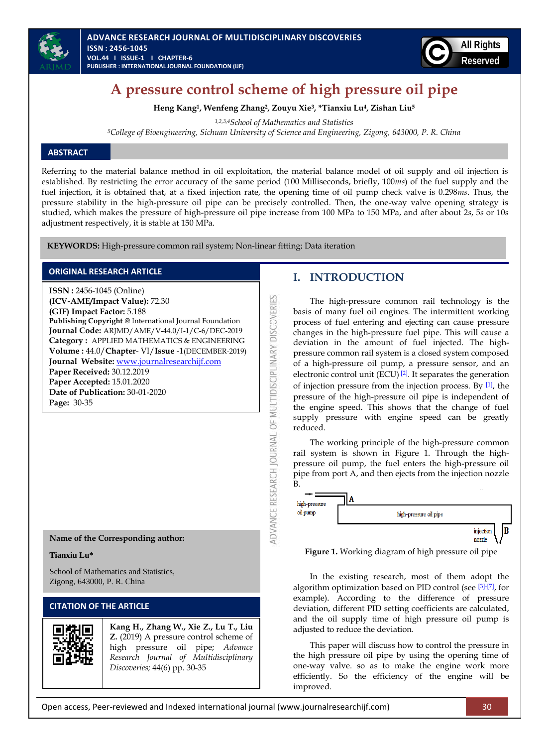# A pressure control scheme of high pressure oil pipe

**Heng Kang[1], Wenfeng Zhang[2], Zouyu Xie[3], *Tianxiu Lu[4], Zishan Liu[5]**

*[1,2,3,4]School of Mathematics and Statistics*

*[5]College of Bioengineering, Sichuan University of Science and Engineering, Zigong, 643000, P. R. China*

## ABSTRACT

Referring to the material balance method in oil exploitation, the material balance model of oil supply and oil injection is established. By restricting the error accuracy of the same period (100 Milliseconds, briefly, 100*ms*) of the fuel supply and the fuel injection, it is obtained that, at a fixed injection rate, the opening time of oil pump check valve is 0.298*ms*. Thus, the pressure stability in the high-pressure oil pipe can be precisely controlled. Then, the one-way valve opening strategy is studied, which makes the pressure of high-pressure oil pipe increase from 100 MPa to 150 MPa, and after about 2*s*, 5*s* or 10*s* adjustment respectively, it is stable at 150 MPa.

**KEYWORDS:** High-pressure common rail system; Non-linear fitting; Data iteration

### ORIGINAL RESEARCH ARTICLE

**ISSN :** 2456-1045 (Online)
**(ICV-AME/Impact Value):** 72.30
**(GIF) Impact Factor:** 5.188
**Publishing Copyright @** International Journal Foundation
**Journal Code:** ARJMD/AME/V-44.0/I-1/C-6/DEC-2019
**Category :** APPLIED MATHEMATICS & ENGINEERING
**Volume :** 44.0/**Chapter**- VI/**Issue** -1(DECEMBER-2019)
**Journal Website:** www.journalresearchijf.com
**Paper Received:** 30.12.2019
**Paper Accepted:** 15.01.2020
**Date of Publication:** 30-01-2020
**Page:** 30-35

**Name of the Corresponding author:**

**Tianxiu Lu***

School of Mathematics and Statistics,
Zigong, 643000, P. R. China

### CITATION OF THE ARTICLE

**Kang H., Zhang W., Xie Z., Lu T., Liu Z.** (2019) A pressure control scheme of high pressure oil pipe; *Advance Research Journal of Multidisciplinary Discoveries;* 44(6) pp. 30-35

## I. INTRODUCTION

The high-pressure common rail technology is the basis of many fuel oil engines. The intermittent working process of fuel entering and ejecting can cause pressure changes in the high-pressure fuel pipe. This will cause a deviation in the amount of fuel injected. The high-pressure common rail system is a closed system composed of a high-pressure oil pump, a pressure sensor, and an electronic control unit (ECU) [2]. It separates the generation of injection pressure from the injection process. By [1], the pressure of the high-pressure oil pipe is independent of the engine speed. This shows that the change of fuel supply pressure with engine speed can be greatly reduced.

The working principle of the high-pressure common rail system is shown in Figure 1. Through the high-pressure oil pump, the fuel enters the high-pressure oil pipe from port A, and then ejects from the injection nozzle B.

**Figure 1.** Working diagram of high pressure oil pipe

In the existing research, most of them adopt the algorithm optimization based on PID control (see [3]-[7], for example). According to the difference of pressure deviation, different PID setting coefficients are calculated, and the oil supply time of high pressure oil pump is adjusted to reduce the deviation.

This paper will discuss how to control the pressure in the high pressure oil pipe by using the opening time of one-way valve. so as to make the engine work more efficiently. So the efficiency of the engine will be improved.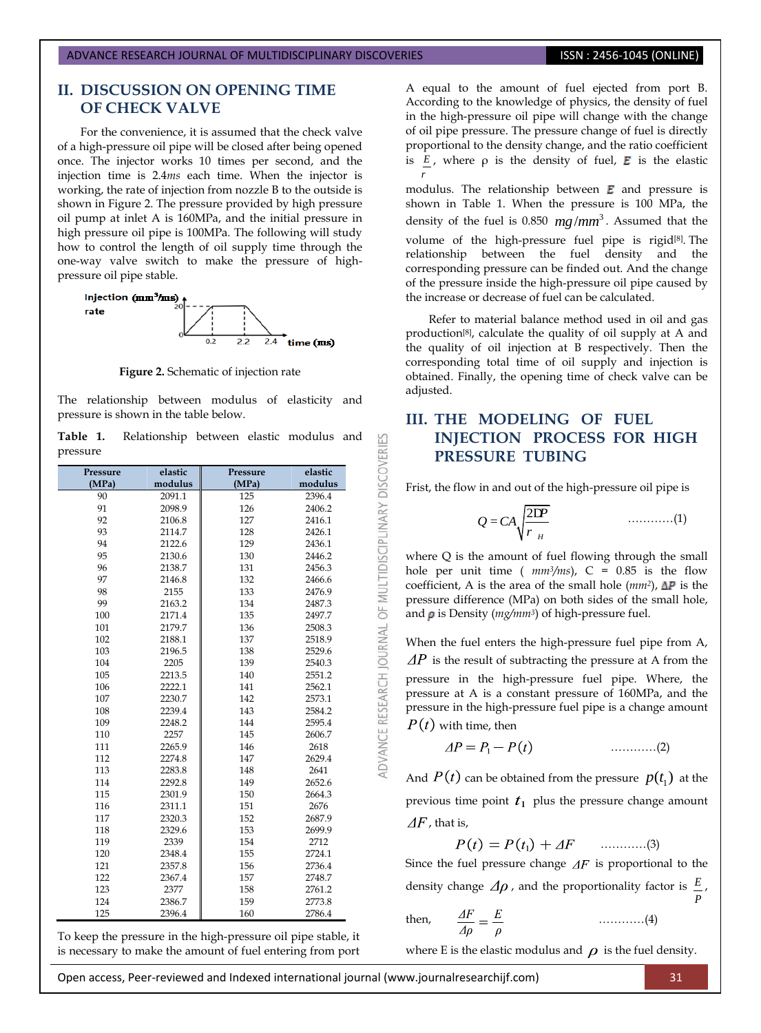## II. DISCUSSION ON OPENING TIME OF CHECK VALVE

For the convenience, it is assumed that the check valve of a high-pressure oil pipe will be closed after being opened once. The injector works 10 times per second, and the injection time is 2.4*ms* each time. When the injector is working, the rate of injection from nozzle B to the outside is shown in Figure 2. The pressure provided by high pressure oil pump at inlet A is 160MPa, and the initial pressure in high pressure oil pipe is 100MPa. The following will study how to control the length of oil supply time through the one-way valve switch to make the pressure of high-pressure oil pipe stable.

**Figure 2.** Schematic of injection rate

The relationship between modulus of elasticity and pressure is shown in the table below.

**Table 1.** Relationship between elastic modulus and pressure

| Pressure (MPa) | elastic modulus | Pressure (MPa) | elastic modulus |
|---|---|---|---|
| 90 | 2091.1 | 125 | 2396.4 |
| 91 | 2098.9 | 126 | 2406.2 |
| 92 | 2106.8 | 127 | 2416.1 |
| 93 | 2114.7 | 128 | 2426.1 |
| 94 | 2122.6 | 129 | 2436.1 |
| 95 | 2130.6 | 130 | 2446.2 |
| 96 | 2138.7 | 131 | 2456.3 |
| 97 | 2146.8 | 132 | 2466.6 |
| 98 | 2155 | 133 | 2476.9 |
| 99 | 2163.2 | 134 | 2487.3 |
| 100 | 2171.4 | 135 | 2497.7 |
| 101 | 2179.7 | 136 | 2508.3 |
| 102 | 2188.1 | 137 | 2518.9 |
| 103 | 2196.5 | 138 | 2529.6 |
| 104 | 2205 | 139 | 2540.3 |
| 105 | 2213.5 | 140 | 2551.2 |
| 106 | 2222.1 | 141 | 2562.1 |
| 107 | 2230.7 | 142 | 2573.1 |
| 108 | 2239.4 | 143 | 2584.2 |
| 109 | 2248.2 | 144 | 2595.4 |
| 110 | 2257 | 145 | 2606.7 |
| 111 | 2265.9 | 146 | 2618 |
| 112 | 2274.8 | 147 | 2629.4 |
| 113 | 2283.8 | 148 | 2641 |
| 114 | 2292.8 | 149 | 2652.6 |
| 115 | 2301.9 | 150 | 2664.3 |
| 116 | 2311.1 | 151 | 2676 |
| 117 | 2320.3 | 152 | 2687.9 |
| 118 | 2329.6 | 153 | 2699.9 |
| 119 | 2339 | 154 | 2712 |
| 120 | 2348.4 | 155 | 2724.1 |
| 121 | 2357.8 | 156 | 2736.4 |
| 122 | 2367.4 | 157 | 2748.7 |
| 123 | 2377 | 158 | 2761.2 |
| 124 | 2386.7 | 159 | 2773.8 |
| 125 | 2396.4 | 160 | 2786.4 |

To keep the pressure in the high-pressure oil pipe stable, it is necessary to make the amount of fuel entering from port A equal to the amount of fuel ejected from port B. According to the knowledge of physics, the density of fuel in the high-pressure oil pipe will change with the change of oil pipe pressure. The pressure change of fuel is directly proportional to the density change, and the ratio coefficient is $\frac{E}{r}$, where ρ is the density of fuel, $E$ is the elastic modulus. The relationship between $E$ and pressure is shown in Table 1. When the pressure is 100 MPa, the density of the fuel is 0.850 $mg/mm^3$. Assumed that the volume of the high-pressure fuel pipe is rigid[8]. The relationship between the fuel density and the corresponding pressure can be finded out. And the change of the pressure inside the high-pressure oil pipe caused by the increase or decrease of fuel can be calculated.

Refer to material balance method used in oil and gas production[8], calculate the quality of oil supply at A and the quality of oil injection at B respectively. Then the corresponding total time of oil supply and injection is obtained. Finally, the opening time of check valve can be adjusted.

## III. THE MODELING OF FUEL INJECTION PROCESS FOR HIGH PRESSURE TUBING

Frist, the flow in and out of the high-pressure oil pipe is

$$Q = CA\sqrt{\frac{2DP}{r_H}} \qquad \text{…………(1)}$$

where Q is the amount of fuel flowing through the small hole per unit time ( *mm³/ms*), C = 0.85 is the flow coefficient, A is the area of the small hole (*mm²*), $\Delta P$ is the pressure difference (MPa) on both sides of the small hole, and $\rho$ is Density (*mg/mm³*) of high-pressure fuel.

When the fuel enters the high-pressure fuel pipe from A, $\Delta P$ is the result of subtracting the pressure at A from the pressure in the high-pressure fuel pipe. Where, the pressure at A is a constant pressure of 160MPa, and the pressure in the high-pressure fuel pipe is a change amount $P(t)$ with time, then

$$\Delta P = P_1 - P(t) \qquad \text{…………(2)}$$

And $P(t)$ can be obtained from the pressure $p(t_1)$ at the previous time point $t_1$ plus the pressure change amount $\Delta F$, that is,

$$P(t) = P(t_1) + \Delta F \qquad \text{…………(3)}$$

Since the fuel pressure change $\Delta F$ is proportional to the density change $\Delta\rho$, and the proportionality factor is $\frac{E}{P}$, then,

$$\frac{\Delta F}{\Delta \rho} = \frac{E}{\rho} \qquad \text{…………(4)}$$

where E is the elastic modulus and $\rho$ is the fuel density.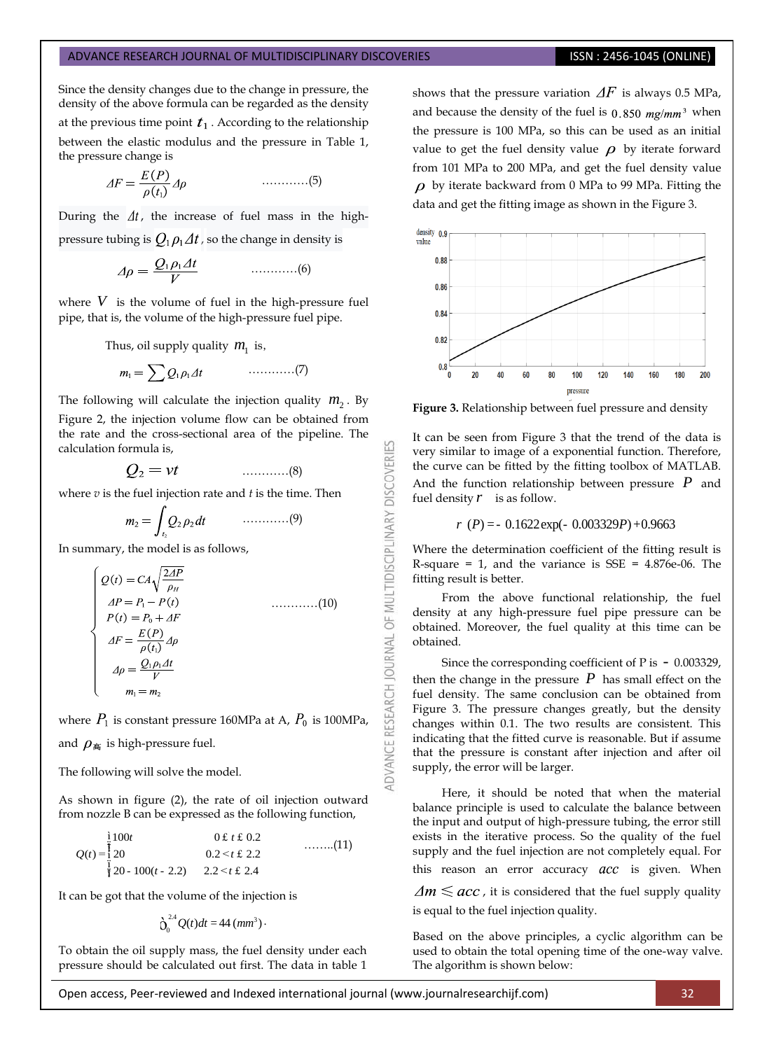Since the density changes due to the change in pressure, the density of the above formula can be regarded as the density at the previous time point $t_1$. According to the relationship between the elastic modulus and the pressure in Table 1, the pressure change is

$$\Delta F = \frac{E(P)}{\rho(t_1)}\Delta\rho \qquad \text{…………(5)}$$

During the $\Delta t$, the increase of fuel mass in the high-pressure tubing is $Q_1\rho_1\Delta t$, so the change in density is

$$\Delta\rho = \frac{Q_1\rho_1\Delta t}{V} \qquad \text{…………(6)}$$

where $V$ is the volume of fuel in the high-pressure fuel pipe, that is, the volume of the high-pressure fuel pipe.

Thus, oil supply quality $m_1$ is,

$$m_1 = \sum Q_1\rho_1\Delta t \qquad \text{…………(7)}$$

The following will calculate the injection quality $m_2$. By Figure 2, the injection volume flow can be obtained from the rate and the cross-sectional area of the pipeline. The calculation formula is,

$$Q_2 = vt \qquad \text{…………(8)}$$

where $v$ is the fuel injection rate and $t$ is the time. Then

$$m_2 = \int_{t_2} Q_2\rho_2 dt \qquad \text{…………(9)}$$

In summary, the model is as follows,

$$\begin{cases} Q(t) = CA\sqrt{\dfrac{2\Delta P}{\rho_{高}}} \\ \Delta P = P_1 - P(t) \\ P(t) = P_0 + \Delta F \\ \Delta F = \dfrac{E(P)}{\rho(t_1)}\Delta\rho \\ \Delta\rho = \dfrac{Q_1\rho_1\Delta t}{V} \\ m_1 = m_2 \end{cases} \qquad \text{…………(10)}$$

where $P_1$ is constant pressure 160MPa at A, $P_0$ is 100MPa, and $\rho_{高}$ is high-pressure fuel.

The following will solve the model.

As shown in figure (2), the rate of oil injection outward from nozzle B can be expressed as the following function,

$$Q(t) = \begin{cases} 100t & 0 \le t \le 0.2 \\ 20 & 0.2 < t \le 2.2 \\ 20 - 100(t - 2.2) & 2.2 < t \le 2.4 \end{cases} \qquad \text{……..(11)}$$

It can be got that the volume of the injection is

$$\int_0^{2.4} Q(t)dt = 44\,(mm^3).$$

To obtain the oil supply mass, the fuel density under each pressure should be calculated out first. The data in table 1 shows that the pressure variation $\Delta F$ is always 0.5 MPa, and because the density of the fuel is $0.850\ mg/mm^3$ when the pressure is 100 MPa, so this can be used as an initial value to get the fuel density value $\rho$ by iterate forward from 101 MPa to 200 MPa, and get the fuel density value $\rho$ by iterate backward from 0 MPa to 99 MPa. Fitting the data and get the fitting image as shown in the Figure 3.

**Figure 3.** Relationship between fuel pressure and density

It can be seen from Figure 3 that the trend of the data is very similar to image of a exponential function. Therefore, the curve can be fitted by the fitting toolbox of MATLAB. And the function relationship between pressure $P$ and fuel density $r$ is as follow.

$$r(P) = -0.1622\exp(-0.003329P) + 0.9663$$

Where the determination coefficient of the fitting result is R-square = 1, and the variance is SSE = 4.876e-06. The fitting result is better.

From the above functional relationship, the fuel density at any high-pressure fuel pipe pressure can be obtained. Moreover, the fuel quality at this time can be obtained.

Since the corresponding coefficient of P is - 0.003329, then the change in the pressure $P$ has small effect on the fuel density. The same conclusion can be obtained from Figure 3. The pressure changes greatly, but the density changes within 0.1. The two results are consistent. This indicating that the fitted curve is reasonable. But if assume that the pressure is constant after injection and after oil supply, the error will be larger.

Here, it should be noted that when the material balance principle is used to calculate the balance between the input and output of high-pressure tubing, the error still exists in the iterative process. So the quality of the fuel supply and the fuel injection are not completely equal. For this reason an error accuracy $acc$ is given. When $\Delta m \leqslant acc$, it is considered that the fuel supply quality is equal to the fuel injection quality.

Based on the above principles, a cyclic algorithm can be used to obtain the total opening time of the one-way valve. The algorithm is shown below: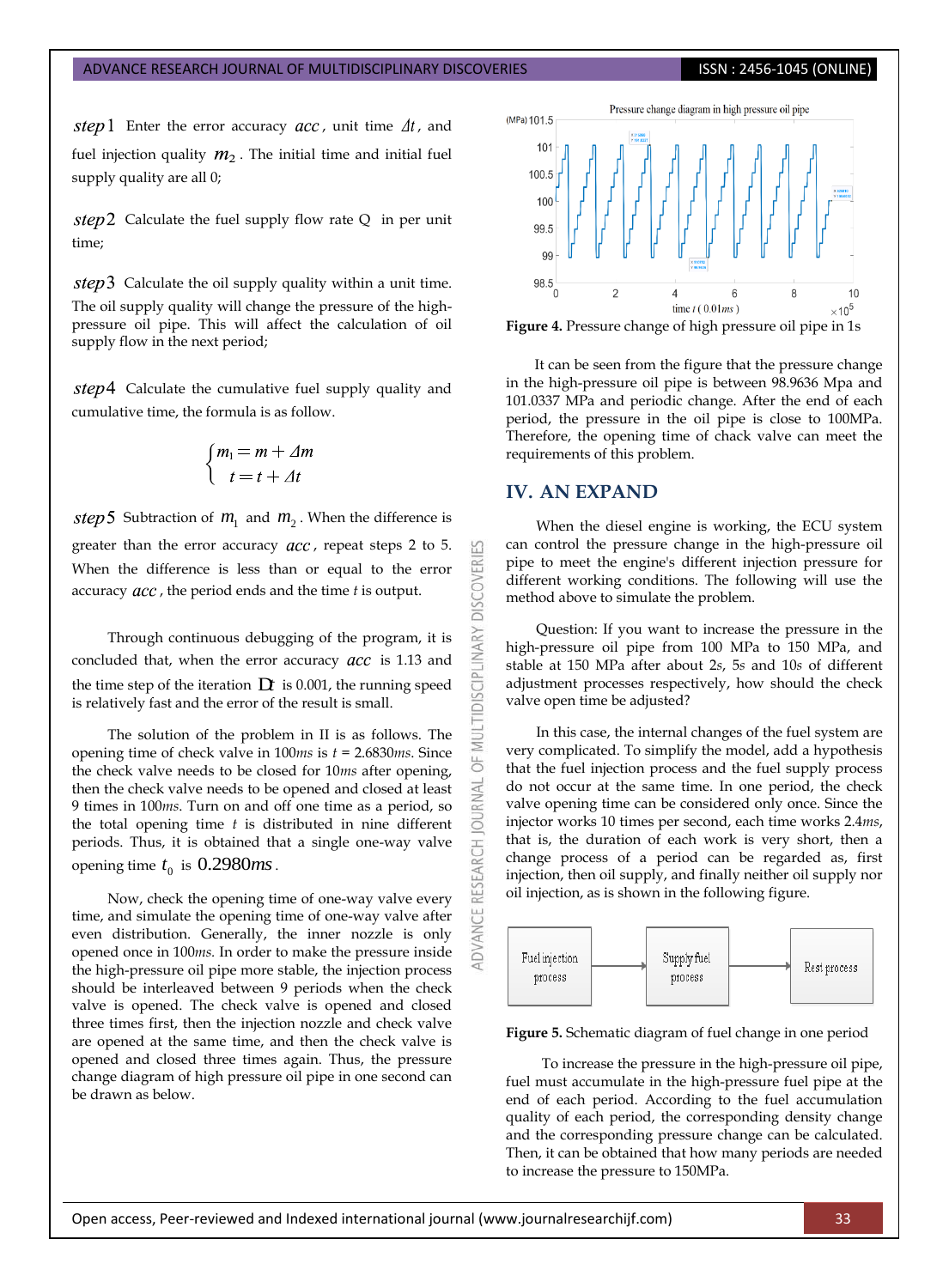*step*1 Enter the error accuracy $acc$, unit time $\Delta t$, and fuel injection quality $m_2$. The initial time and initial fuel supply quality are all 0;

*step*2 Calculate the fuel supply flow rate Q in per unit time;

*step*3 Calculate the oil supply quality within a unit time. The oil supply quality will change the pressure of the high-pressure oil pipe. This will affect the calculation of oil supply flow in the next period;

*step*4 Calculate the cumulative fuel supply quality and cumulative time, the formula is as follow.

$$\begin{cases} m_1 = m + \Delta m \\ t = t + \Delta t \end{cases}$$

*step*5 Subtraction of $m_1$ and $m_2$. When the difference is greater than the error accuracy $acc$, repeat steps 2 to 5. When the difference is less than or equal to the error accuracy $acc$, the period ends and the time *t* is output.

Through continuous debugging of the program, it is concluded that, when the error accuracy $acc$ is 1.13 and the time step of the iteration $\Delta t$ is 0.001, the running speed is relatively fast and the error of the result is small.

The solution of the problem in II is as follows. The opening time of check valve in 100*ms* is *t* = 2.6830*ms*. Since the check valve needs to be closed for 10*ms* after opening, then the check valve needs to be opened and closed at least 9 times in 100*ms*. Turn on and off one time as a period, so the total opening time *t* is distributed in nine different periods. Thus, it is obtained that a single one-way valve opening time $t_0$ is $0.2980ms$.

Now, check the opening time of one-way valve every time, and simulate the opening time of one-way valve after even distribution. Generally, the inner nozzle is only opened once in 100*ms*. In order to make the pressure inside the high-pressure oil pipe more stable, the injection process should be interleaved between 9 periods when the check valve is opened. The check valve is opened and closed three times first, then the injection nozzle and check valve are opened at the same time, and then the check valve is opened and closed three times again. Thus, the pressure change diagram of high pressure oil pipe in one second can be drawn as below.

**Figure 4.** Pressure change of high pressure oil pipe in 1s

It can be seen from the figure that the pressure change in the high-pressure oil pipe is between 98.9636 Mpa and 101.0337 MPa and periodic change. After the end of each period, the pressure in the oil pipe is close to 100MPa. Therefore, the opening time of chack valve can meet the requirements of this problem.

## IV. AN EXPAND

When the diesel engine is working, the ECU system can control the pressure change in the high-pressure oil pipe to meet the engine's different injection pressure for different working conditions. The following will use the method above to simulate the problem.

Question: If you want to increase the pressure in the high-pressure oil pipe from 100 MPa to 150 MPa, and stable at 150 MPa after about 2*s*, 5*s* and 10*s* of different adjustment processes respectively, how should the check valve open time be adjusted?

In this case, the internal changes of the fuel system are very complicated. To simplify the model, add a hypothesis that the fuel injection process and the fuel supply process do not occur at the same time. In one period, the check valve opening time can be considered only once. Since the injector works 10 times per second, each time works 2.4*ms*, that is, the duration of each work is very short, then a change process of a period can be regarded as, first injection, then oil supply, and finally neither oil supply nor oil injection, as is shown in the following figure.

**Figure 5.** Schematic diagram of fuel change in one period

To increase the pressure in the high-pressure oil pipe, fuel must accumulate in the high-pressure fuel pipe at the end of each period. According to the fuel accumulation quality of each period, the corresponding density change and the corresponding pressure change can be calculated. Then, it can be obtained that how many periods are needed to increase the pressure to 150MPa.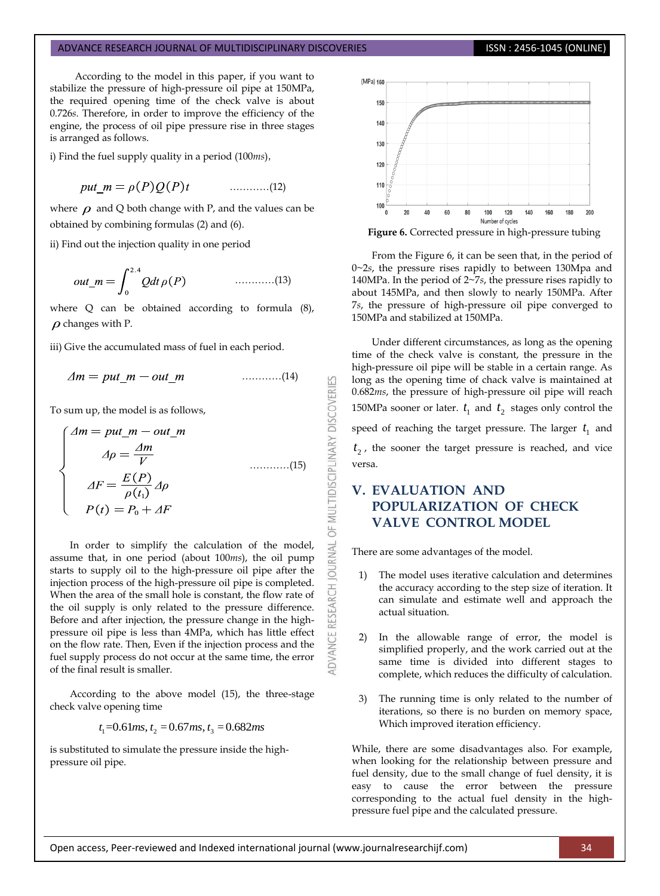According to the model in this paper, if you want to stabilize the pressure of high-pressure oil pipe at 150MPa, the required opening time of the check valve is about 0.726*s*. Therefore, in order to improve the efficiency of the engine, the process of oil pipe pressure rise in three stages is arranged as follows.

i) Find the fuel supply quality in a period (100*ms*),

$$put\_m = \rho(P)Q(P)t \qquad \text{…………(12)}$$

where $\rho$ and Q both change with P, and the values can be obtained by combining formulas (2) and (6).

ii) Find out the injection quality in one period

$$out\_m = \int_0^{2.4} Qdt\,\rho(P) \qquad \text{…………(13)}$$

where Q can be obtained according to formula (8), $\rho$ changes with P.

iii) Give the accumulated mass of fuel in each period.

$$\Delta m = put\_m - out\_m \qquad \text{…………(14)}$$

To sum up, the model is as follows,

$$\begin{cases} \Delta m = put\_m - out\_m \\ \Delta\rho = \dfrac{\Delta m}{V} \\ \Delta F = \dfrac{E(P)}{\rho(t_1)}\Delta\rho \\ P(t) = P_0 + \Delta F \end{cases} \qquad \text{…………(15)}$$

In order to simplify the calculation of the model, assume that, in one period (about 100*ms*), the oil pump starts to supply oil to the high-pressure oil pipe after the injection process of the high-pressure oil pipe is completed. When the area of the small hole is constant, the flow rate of the oil supply is only related to the pressure difference. Before and after injection, the pressure change in the high-pressure oil pipe is less than 4MPa, which has little effect on the flow rate. Then, Even if the injection process and the fuel supply process do not occur at the same time, the error of the final result is smaller.

According to the above model (15), the three-stage check valve opening time

$$t_1 = 0.61ms,\ t_2 = 0.67ms,\ t_3 = 0.682ms$$

is substituted to simulate the pressure inside the high-pressure oil pipe.

**Figure 6.** Corrected pressure in high-pressure tubing

From the Figure 6, it can be seen that, in the period of 0~2*s*, the pressure rises rapidly to between 130Mpa and 140MPa. In the period of 2~7*s*, the pressure rises rapidly to about 145MPa, and then slowly to nearly 150MPa. After 7*s*, the pressure of high-pressure oil pipe converged to 150MPa and stabilized at 150MPa.

Under different circumstances, as long as the opening time of the check valve is constant, the pressure in the high-pressure oil pipe will be stable in a certain range. As long as the opening time of chack valve is maintained at 0.682*ms*, the pressure of high-pressure oil pipe will reach 150MPa sooner or later. $t_1$ and $t_2$ stages only control the speed of reaching the target pressure. The larger $t_1$ and $t_2$, the sooner the target pressure is reached, and vice versa.

## V. EVALUATION AND POPULARIZATION OF CHECK VALVE CONTROL MODEL

There are some advantages of the model.

1) The model uses iterative calculation and determines the accuracy according to the step size of iteration. It can simulate and estimate well and approach the actual situation.

2) In the allowable range of error, the model is simplified properly, and the work carried out at the same time is divided into different stages to complete, which reduces the difficulty of calculation.

3) The running time is only related to the number of iterations, so there is no burden on memory space, Which improved iteration efficiency.

While, there are some disadvantages also. For example, when looking for the relationship between pressure and fuel density, due to the small change of fuel density, it is easy to cause the error between the pressure corresponding to the actual fuel density in the high-pressure fuel pipe and the calculated pressure.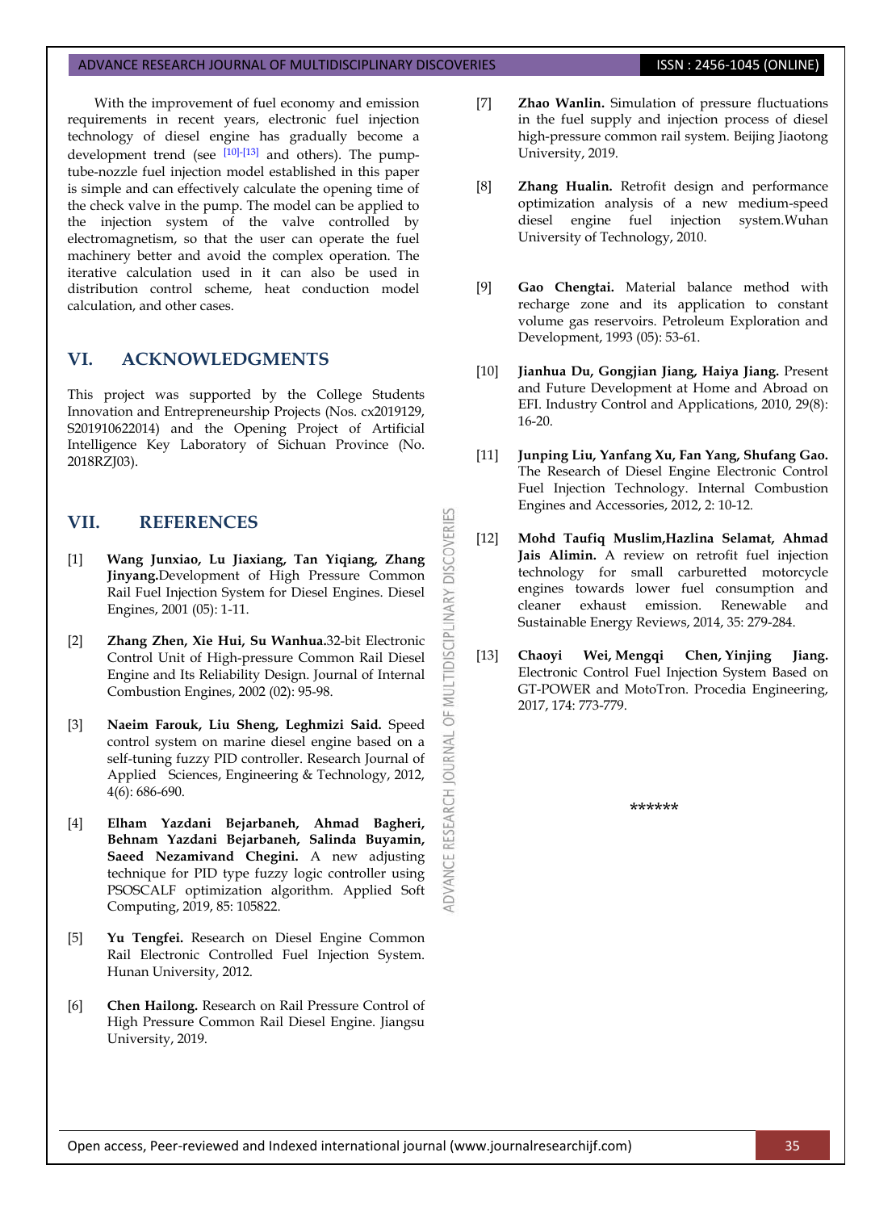With the improvement of fuel economy and emission requirements in recent years, electronic fuel injection technology of diesel engine has gradually become a development trend (see [10]-[13] and others). The pump-tube-nozzle fuel injection model established in this paper is simple and can effectively calculate the opening time of the check valve in the pump. The model can be applied to the injection system of the valve controlled by electromagnetism, so that the user can operate the fuel machinery better and avoid the complex operation. The iterative calculation used in it can also be used in distribution control scheme, heat conduction model calculation, and other cases.

## VI. ACKNOWLEDGMENTS

This project was supported by the College Students Innovation and Entrepreneurship Projects (Nos. cx2019129, S201910622014) and the Opening Project of Artificial Intelligence Key Laboratory of Sichuan Province (No. 2018RZJ03).

## VII. REFERENCES

[1] **Wang Junxiao, Lu Jiaxiang, Tan Yiqiang, Zhang Jinyang.** Development of High Pressure Common Rail Fuel Injection System for Diesel Engines. Diesel Engines, 2001 (05): 1-11.

[2] **Zhang Zhen, Xie Hui, Su Wanhua.** 32-bit Electronic Control Unit of High-pressure Common Rail Diesel Engine and Its Reliability Design. Journal of Internal Combustion Engines, 2002 (02): 95-98.

[3] **Naeim Farouk, Liu Sheng, Leghmizi Said.** Speed control system on marine diesel engine based on a self-tuning fuzzy PID controller. Research Journal of Applied Sciences, Engineering & Technology, 2012, 4(6): 686-690.

[4] **Elham Yazdani Bejarbaneh, Ahmad Bagheri, Behnam Yazdani Bejarbaneh, Salinda Buyamin, Saeed Nezamivand Chegini.** A new adjusting technique for PID type fuzzy logic controller using PSOSCALF optimization algorithm. Applied Soft Computing, 2019, 85: 105822.

[5] **Yu Tengfei.** Research on Diesel Engine Common Rail Electronic Controlled Fuel Injection System. Hunan University, 2012.

[6] **Chen Hailong.** Research on Rail Pressure Control of High Pressure Common Rail Diesel Engine. Jiangsu University, 2019.

[7] **Zhao Wanlin.** Simulation of pressure fluctuations in the fuel supply and injection process of diesel high-pressure common rail system. Beijing Jiaotong University, 2019.

[8] **Zhang Hualin.** Retrofit design and performance optimization analysis of a new medium-speed diesel engine fuel injection system.Wuhan University of Technology, 2010.

[9] **Gao Chengtai.** Material balance method with recharge zone and its application to constant volume gas reservoirs. Petroleum Exploration and Development, 1993 (05): 53-61.

[10] **Jianhua Du, Gongjian Jiang, Haiya Jiang.** Present and Future Development at Home and Abroad on EFI. Industry Control and Applications, 2010, 29(8): 16-20.

[11] **Junping Liu, Yanfang Xu, Fan Yang, Shufang Gao.** The Research of Diesel Engine Electronic Control Fuel Injection Technology. Internal Combustion Engines and Accessories, 2012, 2: 10-12.

[12] **Mohd Taufiq Muslim,Hazlina Selamat, Ahmad Jais Alimin.** A review on retrofit fuel injection technology for small carburetted motorcycle engines towards lower fuel consumption and cleaner exhaust emission. Renewable and Sustainable Energy Reviews, 2014, 35: 279-284.

[13] **Chaoyi Wei, Mengqi Chen, Yinjing Jiang.** Electronic Control Fuel Injection System Based on GT-POWER and MotoTron. Procedia Engineering, 2017, 174: 773-779.

******